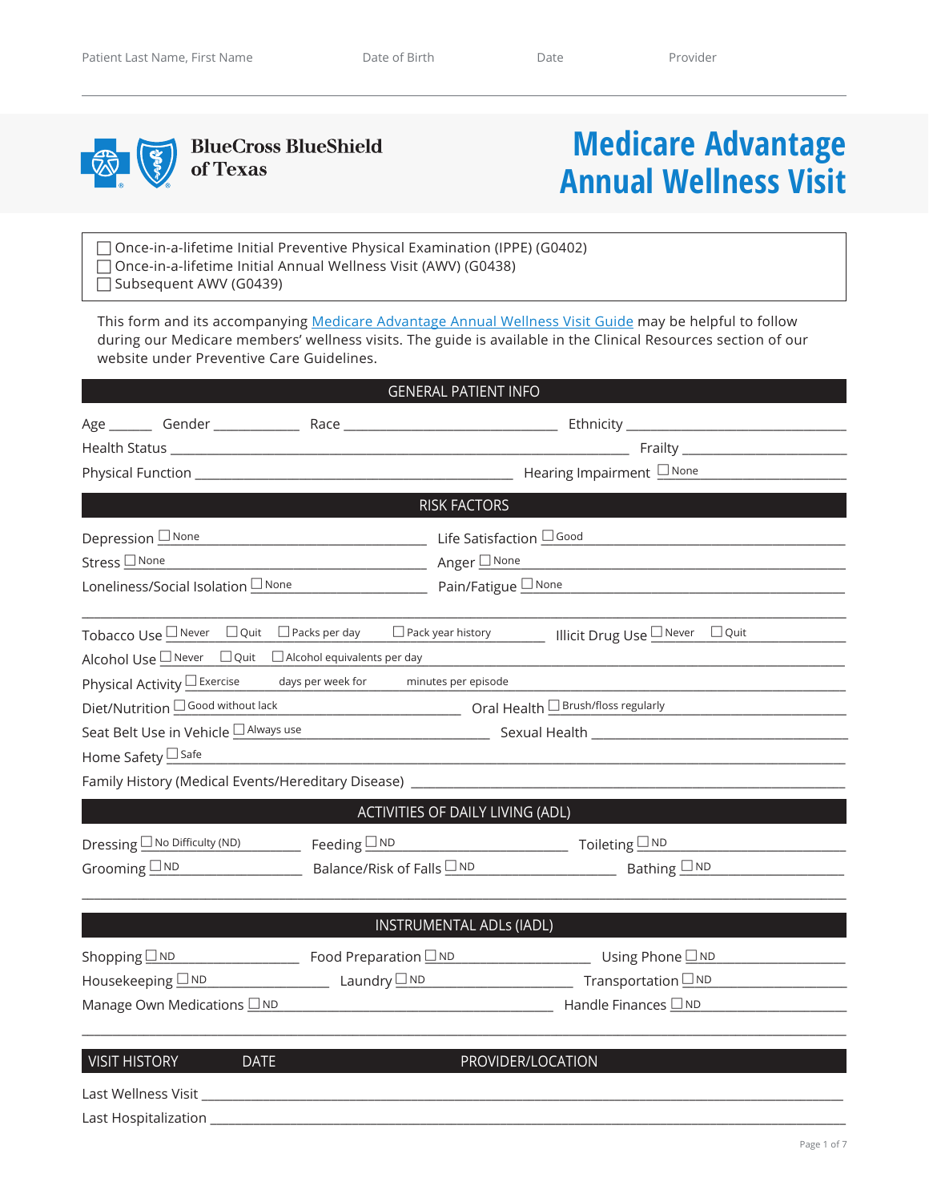Patient Last Name, First Name | Date of Birth | Date | Provider

BlueCross BlueShield of Texas

# Medicare Advantage Annual Wellness Visit

☐ Once-in-a-lifetime Initial Preventive Physical Examination (IPPE) (G0402)
☐ Once-in-a-lifetime Initial Annual Wellness Visit (AWV) (G0438)
☐ Subsequent AWV (G0439)

This form and its accompanying Medicare Advantage Annual Wellness Visit Guide may be helpful to follow during our Medicare members' wellness visits. The guide is available in the Clinical Resources section of our website under Preventive Care Guidelines.

## GENERAL PATIENT INFO

Age ______ Gender ____________ Race ______________________________ Ethnicity ______________________________

Health Status ______________________________________________________________ Frailty ______________________

Physical Function ______________________________________________ Hearing Impairment ☐ None ____________________

## RISK FACTORS

Depression ☐ None ______________________________ Life Satisfaction ☐ Good ______________________________

Stress ☐ None ______________________________ Anger ☐ None ______________________________

Loneliness/Social Isolation ☐ None ____________________ Pain/Fatigue ☐ None ______________________________

______________________________________________________________________________________

Tobacco Use ☐ Never ☐ Quit ☐ Packs per day ☐ Pack year history ________ Illicit Drug Use ☐ Never ☐ Quit ____________

Alcohol Use ☐ Never ☐ Quit ☐ Alcohol equivalents per day ______________________________________________

Physical Activity ☐ Exercise ______ days per week for ______ minutes per episode ______________________________

Diet/Nutrition ☐ Good without lack ______________________________ Oral Health ☐ Brush/floss regularly ____________________

Seat Belt Use in Vehicle ☐ Always use ______________________________ Sexual Health ______________________________

Home Safety ☐ Safe ______________________________________________________________________________

Family History (Medical Events/Hereditary Disease) ______________________________________________________

## ACTIVITIES OF DAILY LIVING (ADL)

Dressing ☐ No Difficulty (ND) ____________ Feeding ☐ ND ______________________ Toileting ☐ ND ______________________

Grooming ☐ ND ____________________ Balance/Risk of Falls ☐ ND ____________________ Bathing ☐ ND ____________________

______________________________________________________________________________________

## INSTRUMENTAL ADLs (IADL)

Shopping ☐ ND ____________________ Food Preparation ☐ ND ____________________ Using Phone ☐ ND ____________________

Housekeeping ☐ ND ____________________ Laundry ☐ ND ____________________ Transportation ☐ ND ____________________

Manage Own Medications ☐ ND ______________________________________ Handle Finances ☐ ND ____________________

______________________________________________________________________________________

| VISIT HISTORY | DATE | PROVIDER/LOCATION |
|---|---|---|
| Last Wellness Visit | | |
| Last Hospitalization | | |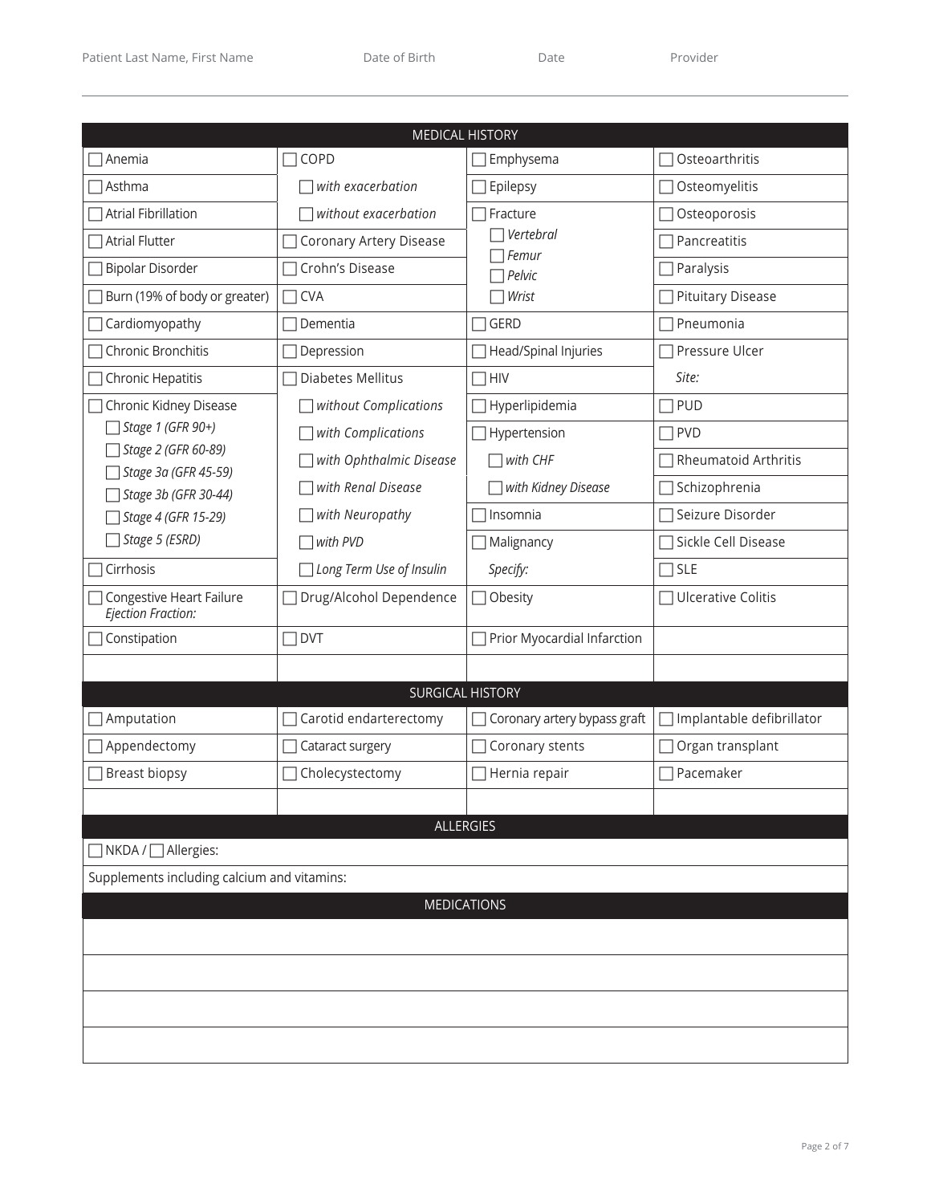Patient Last Name, First Name | Date of Birth | Date | Provider

## MEDICAL HISTORY

| | | | |
|---|---|---|---|
| ☐ Anemia | ☐ COPD | ☐ Emphysema | ☐ Osteoarthritis |
| ☐ Asthma | ☐ *with exacerbation* | ☐ Epilepsy | ☐ Osteomyelitis |
| ☐ Atrial Fibrillation | ☐ *without exacerbation* | ☐ Fracture | ☐ Osteoporosis |
| ☐ Atrial Flutter | ☐ Coronary Artery Disease | ☐ *Vertebral* ☐ *Femur* | ☐ Pancreatitis |
| ☐ Bipolar Disorder | ☐ Crohn's Disease | ☐ *Pelvic* | ☐ Paralysis |
| ☐ Burn (19% of body or greater) | ☐ CVA | ☐ *Wrist* | ☐ Pituitary Disease |
| ☐ Cardiomyopathy | ☐ Dementia | ☐ GERD | ☐ Pneumonia |
| ☐ Chronic Bronchitis | ☐ Depression | ☐ Head/Spinal Injuries | ☐ Pressure Ulcer |
| ☐ Chronic Hepatitis | ☐ Diabetes Mellitus | ☐ HIV | *Site:* |
| ☐ Chronic Kidney Disease | ☐ *without Complications* | ☐ Hyperlipidemia | ☐ PUD |
| ☐ *Stage 1 (GFR 90+)* | ☐ *with Complications* | ☐ Hypertension | ☐ PVD |
| ☐ *Stage 2 (GFR 60-89)* | ☐ *with Ophthalmic Disease* | ☐ *with CHF* | ☐ Rheumatoid Arthritis |
| ☐ *Stage 3a (GFR 45-59)* ☐ *Stage 3b (GFR 30-44)* | ☐ *with Renal Disease* | ☐ *with Kidney Disease* | ☐ Schizophrenia |
| ☐ *Stage 4 (GFR 15-29)* | ☐ *with Neuropathy* | ☐ Insomnia | ☐ Seizure Disorder |
| ☐ *Stage 5 (ESRD)* | ☐ *with PVD* | ☐ Malignancy | ☐ Sickle Cell Disease |
| ☐ Cirrhosis | ☐ *Long Term Use of Insulin* | *Specify:* | ☐ SLE |
| ☐ Congestive Heart Failure *Ejection Fraction:* | ☐ Drug/Alcohol Dependence | ☐ Obesity | ☐ Ulcerative Colitis |
| ☐ Constipation | ☐ DVT | ☐ Prior Myocardial Infarction | |
| | | | |

## SURGICAL HISTORY

| | | | |
|---|---|---|---|
| ☐ Amputation | ☐ Carotid endarterectomy | ☐ Coronary artery bypass graft | ☐ Implantable defibrillator |
| ☐ Appendectomy | ☐ Cataract surgery | ☐ Coronary stents | ☐ Organ transplant |
| ☐ Breast biopsy | ☐ Cholecystectomy | ☐ Hernia repair | ☐ Pacemaker |
| | | | |

## ALLERGIES

☐ NKDA / ☐ Allergies:

Supplements including calcium and vitamins:

## MEDICATIONS

| |
|---|
| |
| |
| |
| |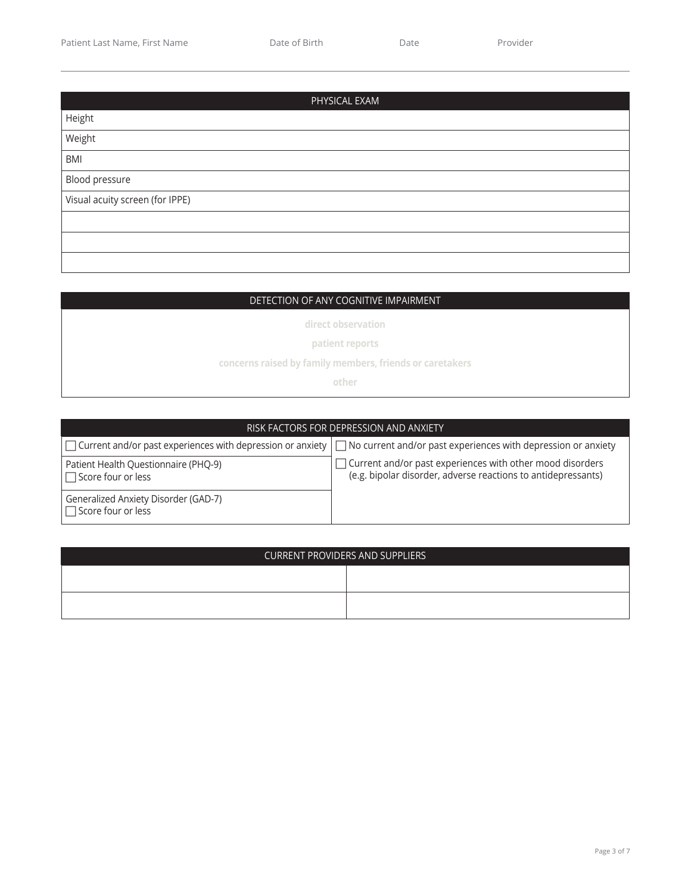| Patient Last Name, First Name | Date of Birth | Date | Provider |
|---|---|---|---|
| | | | |

| PHYSICAL EXAM |
|---|
| Height |
| Weight |
| BMI |
| Blood pressure |
| Visual acuity screen (for IPPE) |
| |
| |
| |

| DETECTION OF ANY COGNITIVE IMPAIRMENT |
|---|
| direct observation |
| patient reports |
| concerns raised by family members, friends or caretakers |
| other |

| RISK FACTORS FOR DEPRESSION AND ANXIETY | |
|---|---|
| ☐ Current and/or past experiences with depression or anxiety | ☐ No current and/or past experiences with depression or anxiety |
| Patient Health Questionnaire (PHQ-9)<br>☐ Score four or less | ☐ Current and/or past experiences with other mood disorders (e.g. bipolar disorder, adverse reactions to antidepressants) |
| Generalized Anxiety Disorder (GAD-7)<br>☐ Score four or less | |

| CURRENT PROVIDERS AND SUPPLIERS | |
|---|---|
| | |
| | |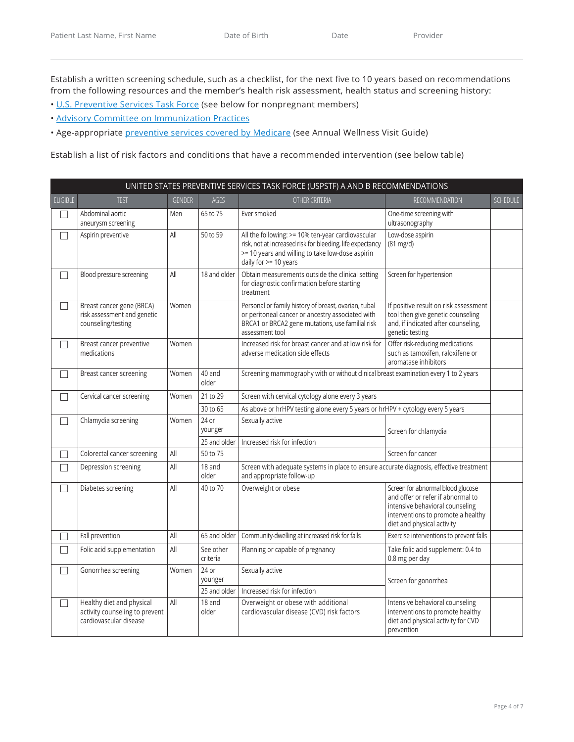Patient Last Name, First Name | Date of Birth | Date | Provider

Establish a written screening schedule, such as a checklist, for the next five to 10 years based on recommendations from the following resources and the member's health risk assessment, health status and screening history:

- U.S. Preventive Services Task Force (see below for nonpregnant members)
- Advisory Committee on Immunization Practices
- Age-appropriate preventive services covered by Medicare (see Annual Wellness Visit Guide)

Establish a list of risk factors and conditions that have a recommended intervention (see below table)

| UNITED STATES PREVENTIVE SERVICES TASK FORCE (USPSTF) A AND B RECOMMENDATIONS | | | | | | |
|---|---|---|---|---|---|---|
| ELIGIBLE | TEST | GENDER | AGES | OTHER CRITERIA | RECOMMENDATION | SCHEDULE |
| ☐ | Abdominal aortic aneurysm screening | Men | 65 to 75 | Ever smoked | One-time screening with ultrasonography | |
| ☐ | Aspirin preventive | All | 50 to 59 | All the following: >= 10% ten-year cardiovascular risk, not at increased risk for bleeding, life expectancy >= 10 years and willing to take low-dose aspirin daily for >= 10 years | Low-dose aspirin (81 mg/d) | |
| ☐ | Blood pressure screening | All | 18 and older | Obtain measurements outside the clinical setting for diagnostic confirmation before starting treatment | Screen for hypertension | |
| ☐ | Breast cancer gene (BRCA) risk assessment and genetic counseling/testing | Women | | Personal or family history of breast, ovarian, tubal or peritoneal cancer or ancestry associated with BRCA1 or BRCA2 gene mutations, use familial risk assessment tool | If positive result on risk assessment tool then give genetic counseling and, if indicated after counseling, genetic testing | |
| ☐ | Breast cancer preventive medications | Women | | Increased risk for breast cancer and at low risk for adverse medication side effects | Offer risk-reducing medications such as tamoxifen, raloxifene or aromatase inhibitors | |
| ☐ | Breast cancer screening | Women | 40 and older | Screening mammography with or without clinical breast examination every 1 to 2 years | | |
| ☐ | Cervical cancer screening | Women | 21 to 29 | Screen with cervical cytology alone every 3 years | | |
| | | | 30 to 65 | As above or hrHPV testing alone every 5 years or hrHPV + cytology every 5 years | | |
| ☐ | Chlamydia screening | Women | 24 or younger | Sexually active | Screen for chlamydia | |
| | | | 25 and older | Increased risk for infection | | |
| ☐ | Colorectal cancer screening | All | 50 to 75 | | Screen for cancer | |
| ☐ | Depression screening | All | 18 and older | Screen with adequate systems in place to ensure accurate diagnosis, effective treatment and appropriate follow-up | | |
| ☐ | Diabetes screening | All | 40 to 70 | Overweight or obese | Screen for abnormal blood glucose and offer or refer if abnormal to intensive behavioral counseling interventions to promote a healthy diet and physical activity | |
| ☐ | Fall prevention | All | 65 and older | Community-dwelling at increased risk for falls | Exercise interventions to prevent falls | |
| ☐ | Folic acid supplementation | All | See other criteria | Planning or capable of pregnancy | Take folic acid supplement: 0.4 to 0.8 mg per day | |
| ☐ | Gonorrhea screening | Women | 24 or younger | Sexually active | Screen for gonorrhea | |
| | | | 25 and older | Increased risk for infection | | |
| ☐ | Healthy diet and physical activity counseling to prevent cardiovascular disease | All | 18 and older | Overweight or obese with additional cardiovascular disease (CVD) risk factors | Intensive behavioral counseling interventions to promote healthy diet and physical activity for CVD prevention | |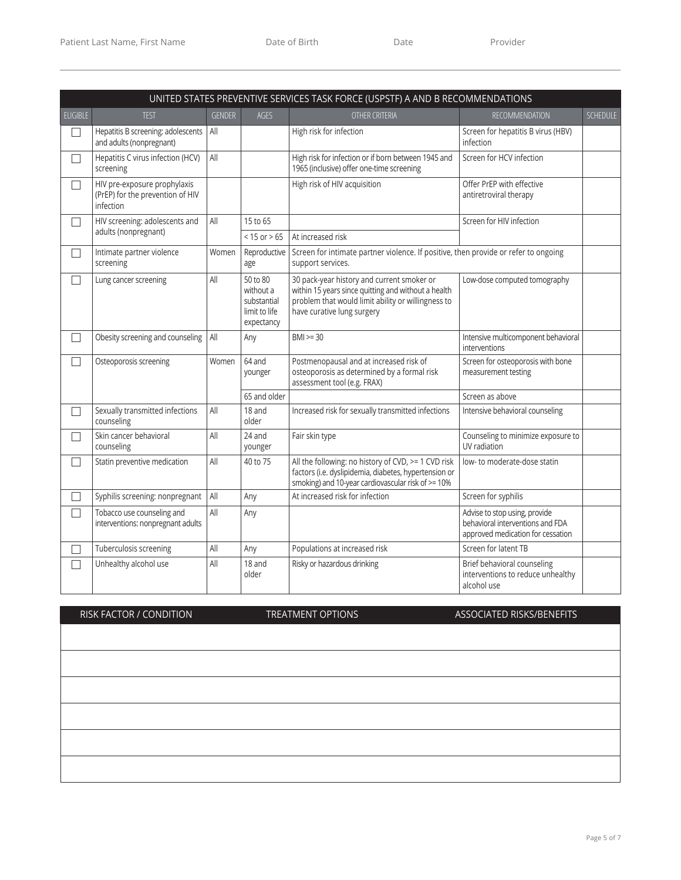Patient Last Name, First Name | Date of Birth | Date | Provider

| UNITED STATES PREVENTIVE SERVICES TASK FORCE (USPSTF) A AND B RECOMMENDATIONS | | | | | | |
|---|---|---|---|---|---|---|
| ELIGIBLE | TEST | GENDER | AGES | OTHER CRITERIA | RECOMMENDATION | SCHEDULE |
| ☐ | Hepatitis B screening: adolescents and adults (nonpregnant) | All | | High risk for infection | Screen for hepatitis B virus (HBV) infection | |
| ☐ | Hepatitis C virus infection (HCV) screening | All | | High risk for infection or if born between 1945 and 1965 (inclusive) offer one-time screening | Screen for HCV infection | |
| ☐ | HIV pre-exposure prophylaxis (PrEP) for the prevention of HIV infection | | | High risk of HIV acquisition | Offer PrEP with effective antiretroviral therapy | |
| ☐ | HIV screening: adolescents and adults (nonpregnant) | All | 15 to 65 | | Screen for HIV infection | |
| | | | < 15 or > 65 | At increased risk | | |
| ☐ | Intimate partner violence screening | Women | Reproductive age | Screen for intimate partner violence. If positive, then provide or refer to ongoing support services. | | |
| ☐ | Lung cancer screening | All | 50 to 80 without a substantial limit to life expectancy | 30 pack-year history and current smoker or within 15 years since quitting and without a health problem that would limit ability or willingness to have curative lung surgery | Low-dose computed tomography | |
| ☐ | Obesity screening and counseling | All | Any | BMI >= 30 | Intensive multicomponent behavioral interventions | |
| ☐ | Osteoporosis screening | Women | 64 and younger | Postmenopausal and at increased risk of osteoporosis as determined by a formal risk assessment tool (e.g. FRAX) | Screen for osteoporosis with bone measurement testing | |
| | | | 65 and older | | Screen as above | |
| ☐ | Sexually transmitted infections counseling | All | 18 and older | Increased risk for sexually transmitted infections | Intensive behavioral counseling | |
| ☐ | Skin cancer behavioral counseling | All | 24 and younger | Fair skin type | Counseling to minimize exposure to UV radiation | |
| ☐ | Statin preventive medication | All | 40 to 75 | All the following: no history of CVD, >= 1 CVD risk factors (i.e. dyslipidemia, diabetes, hypertension or smoking) and 10-year cardiovascular risk of >= 10% | low- to moderate-dose statin | |
| ☐ | Syphilis screening: nonpregnant | All | Any | At increased risk for infection | Screen for syphilis | |
| ☐ | Tobacco use counseling and interventions: nonpregnant adults | All | Any | | Advise to stop using, provide behavioral interventions and FDA approved medication for cessation | |
| ☐ | Tuberculosis screening | All | Any | Populations at increased risk | Screen for latent TB | |
| ☐ | Unhealthy alcohol use | All | 18 and older | Risky or hazardous drinking | Brief behavioral counseling interventions to reduce unhealthy alcohol use | |

| RISK FACTOR / CONDITION | TREATMENT OPTIONS | ASSOCIATED RISKS/BENEFITS |
|---|---|---|
| | | |
| | | |
| | | |
| | | |
| | | |
| | | |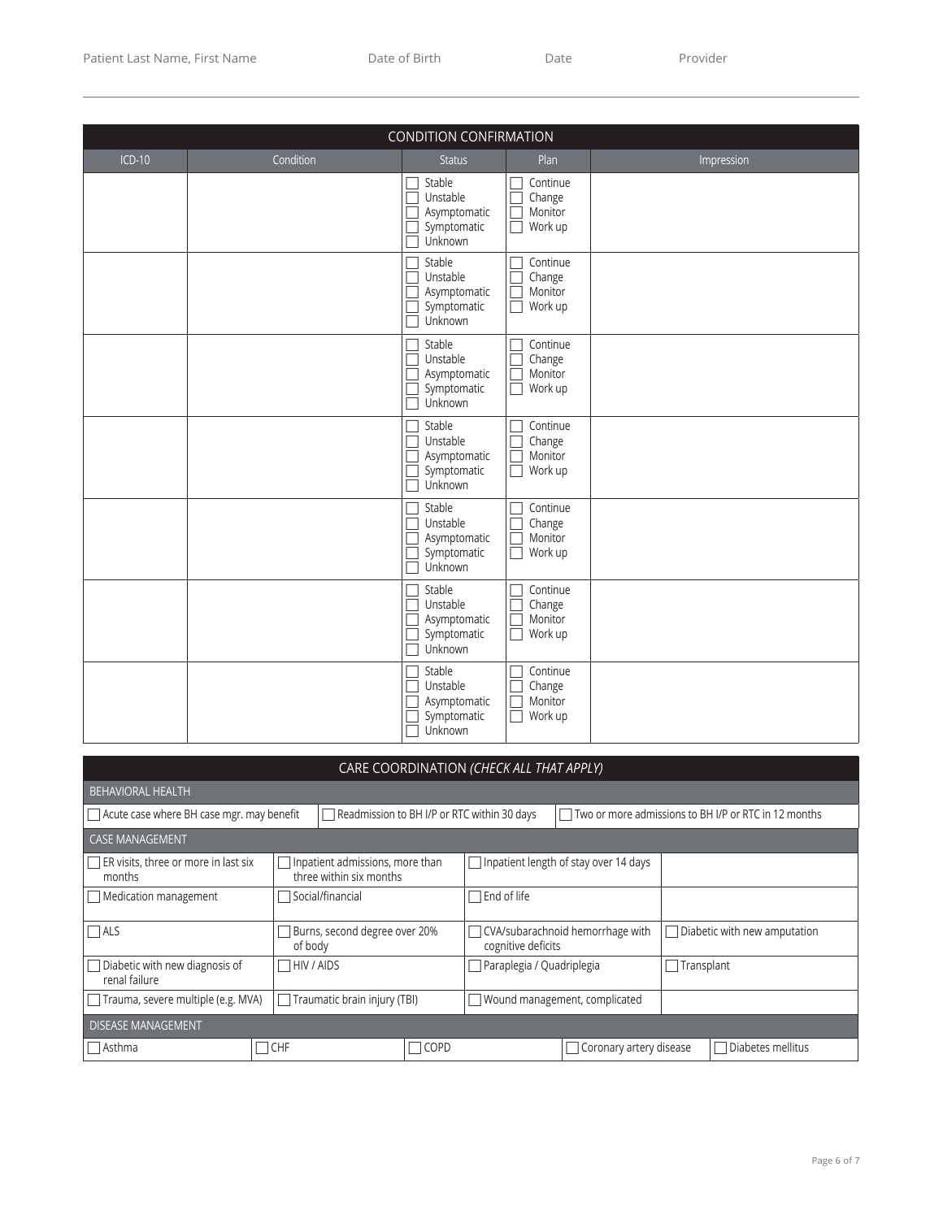Patient Last Name, First Name | Date of Birth | Date | Provider

## CONDITION CONFIRMATION

| ICD-10 | Condition | Status | Plan | Impression |
|---|---|---|---|---|
| | | ☐ Stable ☐ Unstable ☐ Asymptomatic ☐ Symptomatic ☐ Unknown | ☐ Continue ☐ Change ☐ Monitor ☐ Work up | |
| | | ☐ Stable ☐ Unstable ☐ Asymptomatic ☐ Symptomatic ☐ Unknown | ☐ Continue ☐ Change ☐ Monitor ☐ Work up | |
| | | ☐ Stable ☐ Unstable ☐ Asymptomatic ☐ Symptomatic ☐ Unknown | ☐ Continue ☐ Change ☐ Monitor ☐ Work up | |
| | | ☐ Stable ☐ Unstable ☐ Asymptomatic ☐ Symptomatic ☐ Unknown | ☐ Continue ☐ Change ☐ Monitor ☐ Work up | |
| | | ☐ Stable ☐ Unstable ☐ Asymptomatic ☐ Symptomatic ☐ Unknown | ☐ Continue ☐ Change ☐ Monitor ☐ Work up | |
| | | ☐ Stable ☐ Unstable ☐ Asymptomatic ☐ Symptomatic ☐ Unknown | ☐ Continue ☐ Change ☐ Monitor ☐ Work up | |
| | | ☐ Stable ☐ Unstable ☐ Asymptomatic ☐ Symptomatic ☐ Unknown | ☐ Continue ☐ Change ☐ Monitor ☐ Work up | |

## CARE COORDINATION *(CHECK ALL THAT APPLY)*

### BEHAVIORAL HEALTH

| | | |
|---|---|---|
| ☐ Acute case where BH case mgr. may benefit | ☐ Readmission to BH I/P or RTC within 30 days | ☐ Two or more admissions to BH I/P or RTC in 12 months |

### CASE MANAGEMENT

| | | | |
|---|---|---|---|
| ☐ ER visits, three or more in last six months | ☐ Inpatient admissions, more than three within six months | ☐ Inpatient length of stay over 14 days | |
| ☐ Medication management | ☐ Social/financial | ☐ End of life | |
| ☐ ALS | ☐ Burns, second degree over 20% of body | ☐ CVA/subarachnoid hemorrhage with cognitive deficits | ☐ Diabetic with new amputation |
| ☐ Diabetic with new diagnosis of renal failure | ☐ HIV / AIDS | ☐ Paraplegia / Quadriplegia | ☐ Transplant |
| ☐ Trauma, severe multiple (e.g. MVA) | ☐ Traumatic brain injury (TBI) | ☐ Wound management, complicated | |

### DISEASE MANAGEMENT

| | | | | |
|---|---|---|---|---|
| ☐ Asthma | ☐ CHF | ☐ COPD | ☐ Coronary artery disease | ☐ Diabetes mellitus |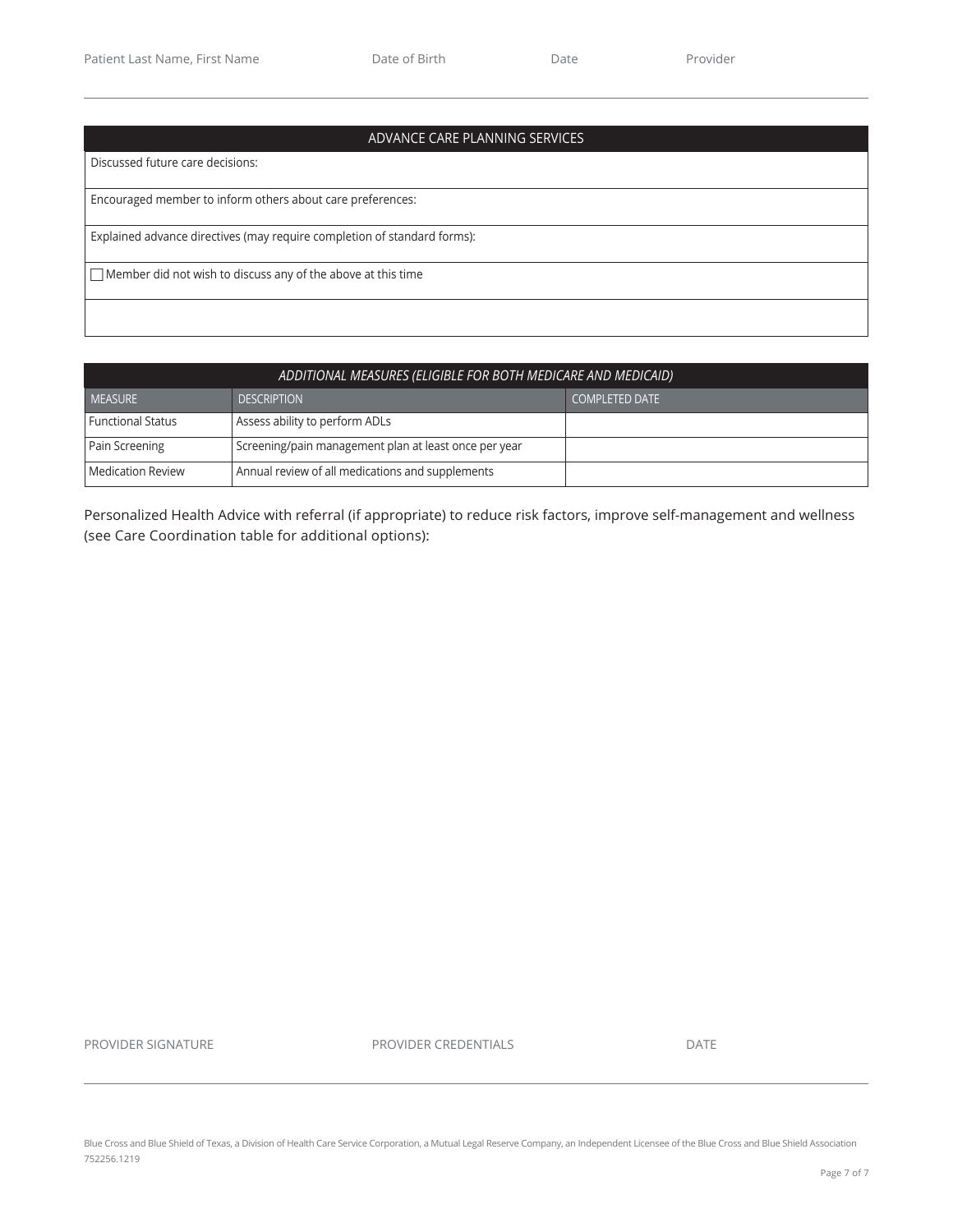Patient Last Name, First Name | Date of Birth | Date | Provider

| ADVANCE CARE PLANNING SERVICES |
|---|
| Discussed future care decisions: |
| Encouraged member to inform others about care preferences: |
| Explained advance directives (may require completion of standard forms): |
| ☐ Member did not wish to discuss any of the above at this time |
| |

| *ADDITIONAL MEASURES (ELIGIBLE FOR BOTH MEDICARE AND MEDICAID)* | | |
|---|---|---|
| MEASURE | DESCRIPTION | COMPLETED DATE |
| Functional Status | Assess ability to perform ADLs | |
| Pain Screening | Screening/pain management plan at least once per year | |
| Medication Review | Annual review of all medications and supplements | |

Personalized Health Advice with referral (if appropriate) to reduce risk factors, improve self-management and wellness (see Care Coordination table for additional options):

PROVIDER SIGNATURE | PROVIDER CREDENTIALS | DATE

Blue Cross and Blue Shield of Texas, a Division of Health Care Service Corporation, a Mutual Legal Reserve Company, an Independent Licensee of the Blue Cross and Blue Shield Association
752256.1219